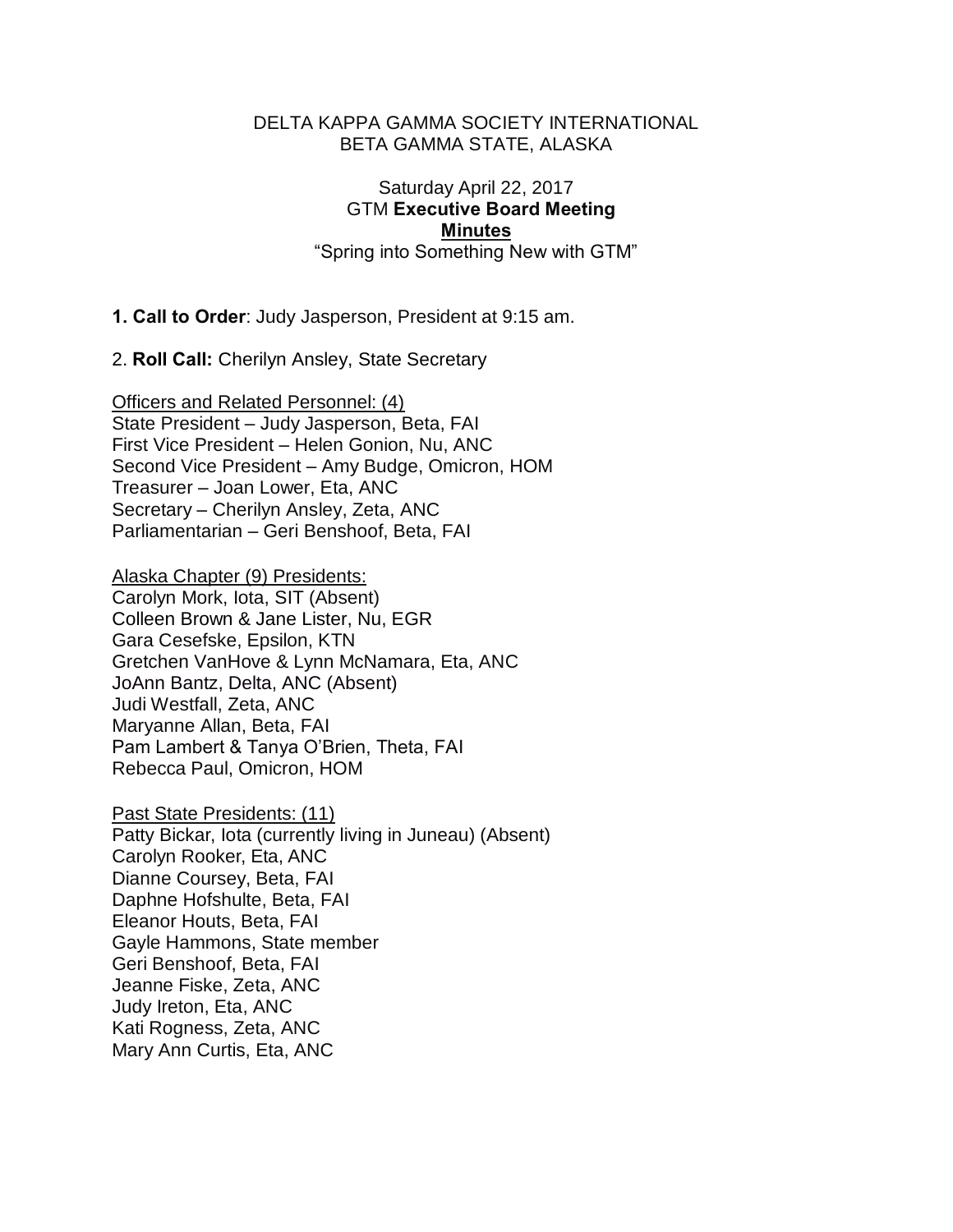DELTA KAPPA GAMMA SOCIETY INTERNATIONAL
BETA GAMMA STATE, ALASKA

Saturday April 22, 2017
GTM **Executive Board Meeting**
**Minutes**
"Spring into Something New with GTM"

**1. Call to Order**: Judy Jasperson, President at 9:15 am.

2. **Roll Call:** Cherilyn Ansley, State Secretary

Officers and Related Personnel: (4)
State President – Judy Jasperson, Beta, FAI
First Vice President – Helen Gonion, Nu, ANC
Second Vice President – Amy Budge, Omicron, HOM
Treasurer – Joan Lower, Eta, ANC
Secretary – Cherilyn Ansley, Zeta, ANC
Parliamentarian – Geri Benshoof, Beta, FAI

Alaska Chapter (9) Presidents:
Carolyn Mork, Iota, SIT (Absent)
Colleen Brown & Jane Lister, Nu, EGR
Gara Cesefske, Epsilon, KTN
Gretchen VanHove & Lynn McNamara, Eta, ANC
JoAnn Bantz, Delta, ANC (Absent)
Judi Westfall, Zeta, ANC
Maryanne Allan, Beta, FAI
Pam Lambert & Tanya O'Brien, Theta, FAI
Rebecca Paul, Omicron, HOM

Past State Presidents: (11)
Patty Bickar, Iota (currently living in Juneau) (Absent)
Carolyn Rooker, Eta, ANC
Dianne Coursey, Beta, FAI
Daphne Hofshulte, Beta, FAI
Eleanor Houts, Beta, FAI
Gayle Hammons, State member
Geri Benshoof, Beta, FAI
Jeanne Fiske, Zeta, ANC
Judy Ireton, Eta, ANC
Kati Rogness, Zeta, ANC
Mary Ann Curtis, Eta, ANC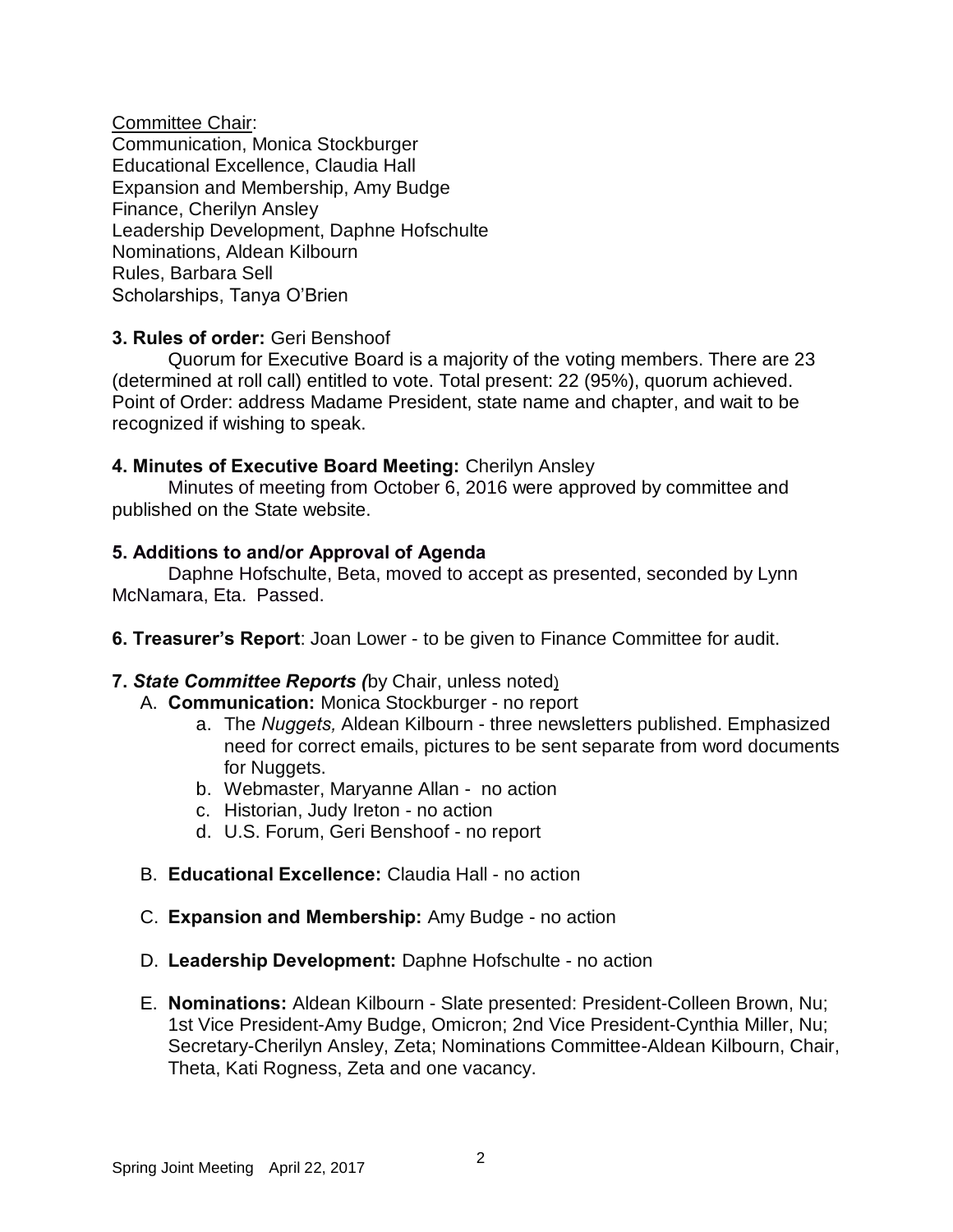<u>Committee Chair</u>:
Communication, Monica Stockburger
Educational Excellence, Claudia Hall
Expansion and Membership, Amy Budge
Finance, Cherilyn Ansley
Leadership Development, Daphne Hofschulte
Nominations, Aldean Kilbourn
Rules, Barbara Sell
Scholarships, Tanya O'Brien

**3. Rules of order:** Geri Benshoof

Quorum for Executive Board is a majority of the voting members. There are 23 (determined at roll call) entitled to vote. Total present: 22 (95%), quorum achieved. Point of Order: address Madame President, state name and chapter, and wait to be recognized if wishing to speak.

**4. Minutes of Executive Board Meeting:** Cherilyn Ansley

Minutes of meeting from October 6, 2016 were approved by committee and published on the State website.

**5. Additions to and/or Approval of Agenda**

Daphne Hofschulte, Beta, moved to accept as presented, seconded by Lynn McNamara, Eta. Passed.

**6. Treasurer's Report**: Joan Lower - to be given to Finance Committee for audit.

**7. *State Committee Reports (*** by Chair, unless noted)

A. **Communication:** Monica Stockburger - no report
   a. The *Nuggets,* Aldean Kilbourn - three newsletters published. Emphasized need for correct emails, pictures to be sent separate from word documents for Nuggets.
   b. Webmaster, Maryanne Allan - no action
   c. Historian, Judy Ireton - no action
   d. U.S. Forum, Geri Benshoof - no report

B. **Educational Excellence:** Claudia Hall - no action

C. **Expansion and Membership:** Amy Budge - no action

D. **Leadership Development:** Daphne Hofschulte - no action

E. **Nominations:** Aldean Kilbourn - Slate presented: President-Colleen Brown, Nu; 1st Vice President-Amy Budge, Omicron; 2nd Vice President-Cynthia Miller, Nu; Secretary-Cherilyn Ansley, Zeta; Nominations Committee-Aldean Kilbourn, Chair, Theta, Kati Rogness, Zeta and one vacancy.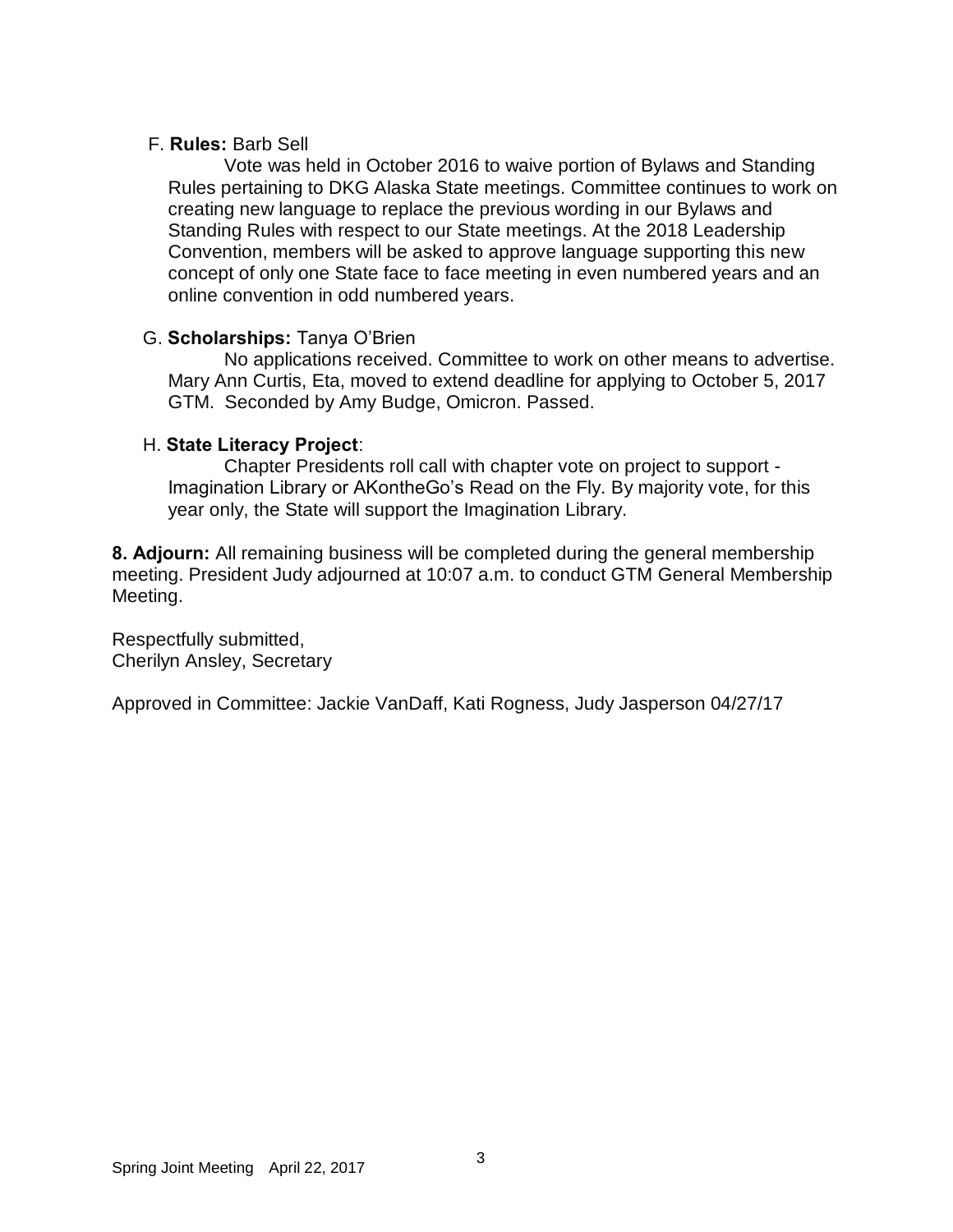F. **Rules:** Barb Sell

Vote was held in October 2016 to waive portion of Bylaws and Standing Rules pertaining to DKG Alaska State meetings. Committee continues to work on creating new language to replace the previous wording in our Bylaws and Standing Rules with respect to our State meetings. At the 2018 Leadership Convention, members will be asked to approve language supporting this new concept of only one State face to face meeting in even numbered years and an online convention in odd numbered years.

G. **Scholarships:** Tanya O'Brien

No applications received. Committee to work on other means to advertise. Mary Ann Curtis, Eta, moved to extend deadline for applying to October 5, 2017 GTM. Seconded by Amy Budge, Omicron. Passed.

H. **State Literacy Project**:

Chapter Presidents roll call with chapter vote on project to support - Imagination Library or AKontheGo's Read on the Fly. By majority vote, for this year only, the State will support the Imagination Library.

**8. Adjourn:** All remaining business will be completed during the general membership meeting. President Judy adjourned at 10:07 a.m. to conduct GTM General Membership Meeting.

Respectfully submitted,
Cherilyn Ansley, Secretary

Approved in Committee: Jackie VanDaff, Kati Rogness, Judy Jasperson 04/27/17